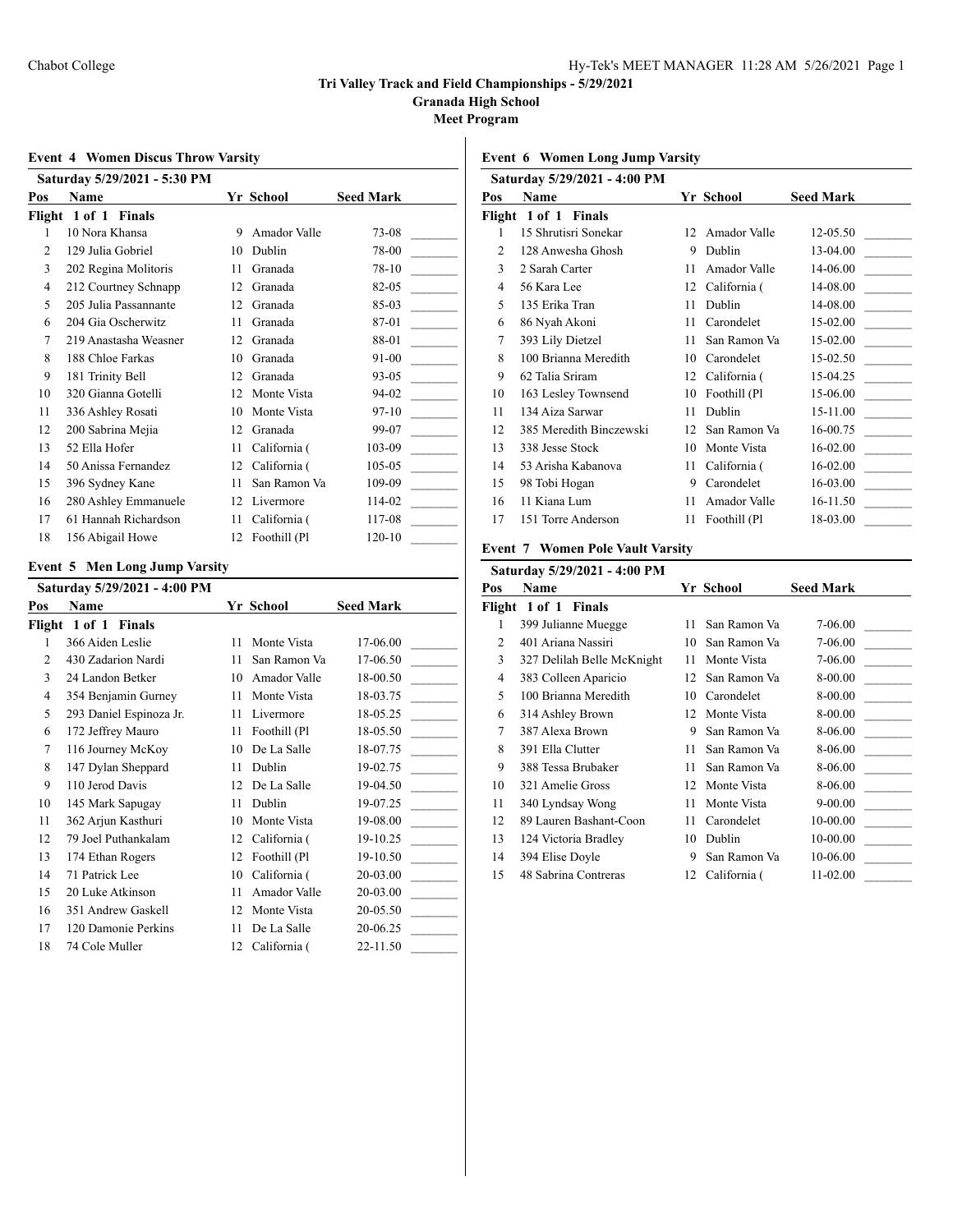# Tri Valley Track and Field Championships - 5/29/2021

## Granada High School

### Meet Program

#### Event 4 Women Discus Throw Varsity

Saturday 5/29/2021 - 5:30 PM

| Pos | Name | Yr | School | Seed Mark | |
|---|---|---|---|---|---|
| **Flight 1 of 1 Finals** | | | | | |
| 1 | 10 Nora Khansa | 9 | Amador Valle | 73-08 | _______ |
| 2 | 129 Julia Gobriel | 10 | Dublin | 78-00 | _______ |
| 3 | 202 Regina Molitoris | 11 | Granada | 78-10 | _______ |
| 4 | 212 Courtney Schnapp | 12 | Granada | 82-05 | _______ |
| 5 | 205 Julia Passannante | 12 | Granada | 85-03 | _______ |
| 6 | 204 Gia Oscherwitz | 11 | Granada | 87-01 | _______ |
| 7 | 219 Anastasha Weasner | 12 | Granada | 88-01 | _______ |
| 8 | 188 Chloe Farkas | 10 | Granada | 91-00 | _______ |
| 9 | 181 Trinity Bell | 12 | Granada | 93-05 | _______ |
| 10 | 320 Gianna Gotelli | 12 | Monte Vista | 94-02 | _______ |
| 11 | 336 Ashley Rosati | 10 | Monte Vista | 97-10 | _______ |
| 12 | 200 Sabrina Mejia | 12 | Granada | 99-07 | _______ |
| 13 | 52 Ella Hofer | 11 | California ( | 103-09 | _______ |
| 14 | 50 Anissa Fernandez | 12 | California ( | 105-05 | _______ |
| 15 | 396 Sydney Kane | 11 | San Ramon Va | 109-09 | _______ |
| 16 | 280 Ashley Emmanuele | 12 | Livermore | 114-02 | _______ |
| 17 | 61 Hannah Richardson | 11 | California ( | 117-08 | _______ |
| 18 | 156 Abigail Howe | 12 | Foothill (Pl | 120-10 | _______ |

#### Event 5 Men Long Jump Varsity

Saturday 5/29/2021 - 4:00 PM

| Pos | Name | Yr | School | Seed Mark | |
|---|---|---|---|---|---|
| **Flight 1 of 1 Finals** | | | | | |
| 1 | 366 Aiden Leslie | 11 | Monte Vista | 17-06.00 | _______ |
| 2 | 430 Zadarion Nardi | 11 | San Ramon Va | 17-06.50 | _______ |
| 3 | 24 Landon Betker | 10 | Amador Valle | 18-00.50 | _______ |
| 4 | 354 Benjamin Gurney | 11 | Monte Vista | 18-03.75 | _______ |
| 5 | 293 Daniel Espinoza Jr. | 11 | Livermore | 18-05.25 | _______ |
| 6 | 172 Jeffrey Mauro | 11 | Foothill (Pl | 18-05.50 | _______ |
| 7 | 116 Journey McKoy | 10 | De La Salle | 18-07.75 | _______ |
| 8 | 147 Dylan Sheppard | 11 | Dublin | 19-02.75 | _______ |
| 9 | 110 Jerod Davis | 12 | De La Salle | 19-04.50 | _______ |
| 10 | 145 Mark Sapugay | 11 | Dublin | 19-07.25 | _______ |
| 11 | 362 Arjun Kasthuri | 10 | Monte Vista | 19-08.00 | _______ |
| 12 | 79 Joel Puthankalam | 12 | California ( | 19-10.25 | _______ |
| 13 | 174 Ethan Rogers | 12 | Foothill (Pl | 19-10.50 | _______ |
| 14 | 71 Patrick Lee | 10 | California ( | 20-03.00 | _______ |
| 15 | 20 Luke Atkinson | 11 | Amador Valle | 20-03.00 | _______ |
| 16 | 351 Andrew Gaskell | 12 | Monte Vista | 20-05.50 | _______ |
| 17 | 120 Damonie Perkins | 11 | De La Salle | 20-06.25 | _______ |
| 18 | 74 Cole Muller | 12 | California ( | 22-11.50 | _______ |

#### Event 6 Women Long Jump Varsity

Saturday 5/29/2021 - 4:00 PM

| Pos | Name | Yr | School | Seed Mark | |
|---|---|---|---|---|---|
| **Flight 1 of 1 Finals** | | | | | |
| 1 | 15 Shrutisri Sonekar | 12 | Amador Valle | 12-05.50 | _______ |
| 2 | 128 Anwesha Ghosh | 9 | Dublin | 13-04.00 | _______ |
| 3 | 2 Sarah Carter | 11 | Amador Valle | 14-06.00 | _______ |
| 4 | 56 Kara Lee | 12 | California ( | 14-08.00 | _______ |
| 5 | 135 Erika Tran | 11 | Dublin | 14-08.00 | _______ |
| 6 | 86 Nyah Akoni | 11 | Carondelet | 15-02.00 | _______ |
| 7 | 393 Lily Dietzel | 11 | San Ramon Va | 15-02.00 | _______ |
| 8 | 100 Brianna Meredith | 10 | Carondelet | 15-02.50 | _______ |
| 9 | 62 Talia Sriram | 12 | California ( | 15-04.25 | _______ |
| 10 | 163 Lesley Townsend | 10 | Foothill (Pl | 15-06.00 | _______ |
| 11 | 134 Aiza Sarwar | 11 | Dublin | 15-11.00 | _______ |
| 12 | 385 Meredith Binczewski | 12 | San Ramon Va | 16-00.75 | _______ |
| 13 | 338 Jesse Stock | 10 | Monte Vista | 16-02.00 | _______ |
| 14 | 53 Arisha Kabanova | 11 | California ( | 16-02.00 | _______ |
| 15 | 98 Tobi Hogan | 9 | Carondelet | 16-03.00 | _______ |
| 16 | 11 Kiana Lum | 11 | Amador Valle | 16-11.50 | _______ |
| 17 | 151 Torre Anderson | 11 | Foothill (Pl | 18-03.00 | _______ |

#### Event 7 Women Pole Vault Varsity

Saturday 5/29/2021 - 4:00 PM

| Pos | Name | Yr | School | Seed Mark | |
|---|---|---|---|---|---|
| **Flight 1 of 1 Finals** | | | | | |
| 1 | 399 Julianne Muegge | 11 | San Ramon Va | 7-06.00 | _______ |
| 2 | 401 Ariana Nassiri | 10 | San Ramon Va | 7-06.00 | _______ |
| 3 | 327 Delilah Belle McKnight | 11 | Monte Vista | 7-06.00 | _______ |
| 4 | 383 Colleen Aparicio | 12 | San Ramon Va | 8-00.00 | _______ |
| 5 | 100 Brianna Meredith | 10 | Carondelet | 8-00.00 | _______ |
| 6 | 314 Ashley Brown | 12 | Monte Vista | 8-00.00 | _______ |
| 7 | 387 Alexa Brown | 9 | San Ramon Va | 8-06.00 | _______ |
| 8 | 391 Ella Clutter | 11 | San Ramon Va | 8-06.00 | _______ |
| 9 | 388 Tessa Brubaker | 11 | San Ramon Va | 8-06.00 | _______ |
| 10 | 321 Amelie Gross | 12 | Monte Vista | 8-06.00 | _______ |
| 11 | 340 Lyndsay Wong | 11 | Monte Vista | 9-00.00 | _______ |
| 12 | 89 Lauren Bashant-Coon | 11 | Carondelet | 10-00.00 | _______ |
| 13 | 124 Victoria Bradley | 10 | Dublin | 10-00.00 | _______ |
| 14 | 394 Elise Doyle | 9 | San Ramon Va | 10-06.00 | _______ |
| 15 | 48 Sabrina Contreras | 12 | California ( | 11-02.00 | _______ |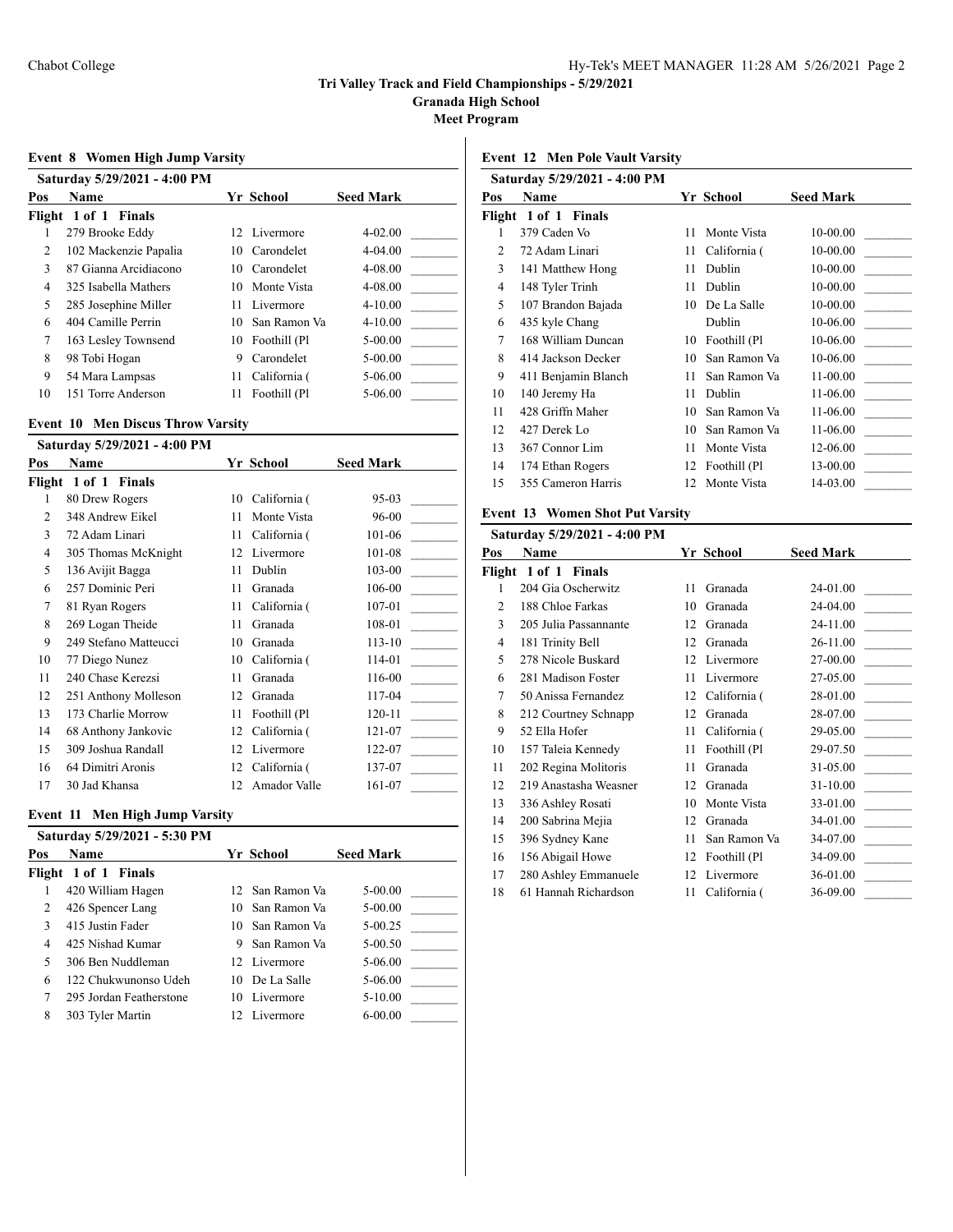## Tri Valley Track and Field Championships - 5/29/2021

**Granada High School**

**Meet Program**

### Event 8 Women High Jump Varsity

**Saturday 5/29/2021 - 4:00 PM**

| Pos | Name | Yr | School | Seed Mark |
|---|---|---|---|---|
| **Flight 1 of 1 Finals** | | | | |
| 1 | 279 Brooke Eddy | 12 | Livermore | 4-02.00 |
| 2 | 102 Mackenzie Papalia | 10 | Carondelet | 4-04.00 |
| 3 | 87 Gianna Arcidiacono | 10 | Carondelet | 4-08.00 |
| 4 | 325 Isabella Mathers | 10 | Monte Vista | 4-08.00 |
| 5 | 285 Josephine Miller | 11 | Livermore | 4-10.00 |
| 6 | 404 Camille Perrin | 10 | San Ramon Va | 4-10.00 |
| 7 | 163 Lesley Townsend | 10 | Foothill (Pl | 5-00.00 |
| 8 | 98 Tobi Hogan | 9 | Carondelet | 5-00.00 |
| 9 | 54 Mara Lampsas | 11 | California ( | 5-06.00 |
| 10 | 151 Torre Anderson | 11 | Foothill (Pl | 5-06.00 |

### Event 10 Men Discus Throw Varsity

**Saturday 5/29/2021 - 4:00 PM**

| Pos | Name | Yr | School | Seed Mark |
|---|---|---|---|---|
| **Flight 1 of 1 Finals** | | | | |
| 1 | 80 Drew Rogers | 10 | California ( | 95-03 |
| 2 | 348 Andrew Eikel | 11 | Monte Vista | 96-00 |
| 3 | 72 Adam Linari | 11 | California ( | 101-06 |
| 4 | 305 Thomas McKnight | 12 | Livermore | 101-08 |
| 5 | 136 Avijit Bagga | 11 | Dublin | 103-00 |
| 6 | 257 Dominic Peri | 11 | Granada | 106-00 |
| 7 | 81 Ryan Rogers | 11 | California ( | 107-01 |
| 8 | 269 Logan Theide | 11 | Granada | 108-01 |
| 9 | 249 Stefano Matteucci | 10 | Granada | 113-10 |
| 10 | 77 Diego Nunez | 10 | California ( | 114-01 |
| 11 | 240 Chase Kerezsi | 11 | Granada | 116-00 |
| 12 | 251 Anthony Molleson | 12 | Granada | 117-04 |
| 13 | 173 Charlie Morrow | 11 | Foothill (Pl | 120-11 |
| 14 | 68 Anthony Jankovic | 12 | California ( | 121-07 |
| 15 | 309 Joshua Randall | 12 | Livermore | 122-07 |
| 16 | 64 Dimitri Aronis | 12 | California ( | 137-07 |
| 17 | 30 Jad Khansa | 12 | Amador Valle | 161-07 |

### Event 11 Men High Jump Varsity

**Saturday 5/29/2021 - 5:30 PM**

| Pos | Name | Yr | School | Seed Mark |
|---|---|---|---|---|
| **Flight 1 of 1 Finals** | | | | |
| 1 | 420 William Hagen | 12 | San Ramon Va | 5-00.00 |
| 2 | 426 Spencer Lang | 10 | San Ramon Va | 5-00.00 |
| 3 | 415 Justin Fader | 10 | San Ramon Va | 5-00.25 |
| 4 | 425 Nishad Kumar | 9 | San Ramon Va | 5-00.50 |
| 5 | 306 Ben Nuddleman | 12 | Livermore | 5-06.00 |
| 6 | 122 Chukwunonso Udeh | 10 | De La Salle | 5-06.00 |
| 7 | 295 Jordan Featherstone | 10 | Livermore | 5-10.00 |
| 8 | 303 Tyler Martin | 12 | Livermore | 6-00.00 |

### Event 12 Men Pole Vault Varsity

**Saturday 5/29/2021 - 4:00 PM**

| Pos | Name | Yr | School | Seed Mark |
|---|---|---|---|---|
| **Flight 1 of 1 Finals** | | | | |
| 1 | 379 Caden Vo | 11 | Monte Vista | 10-00.00 |
| 2 | 72 Adam Linari | 11 | California ( | 10-00.00 |
| 3 | 141 Matthew Hong | 11 | Dublin | 10-00.00 |
| 4 | 148 Tyler Trinh | 11 | Dublin | 10-00.00 |
| 5 | 107 Brandon Bajada | 10 | De La Salle | 10-00.00 |
| 6 | 435 kyle Chang | | Dublin | 10-06.00 |
| 7 | 168 William Duncan | 10 | Foothill (Pl | 10-06.00 |
| 8 | 414 Jackson Decker | 10 | San Ramon Va | 10-06.00 |
| 9 | 411 Benjamin Blanch | 11 | San Ramon Va | 11-00.00 |
| 10 | 140 Jeremy Ha | 11 | Dublin | 11-06.00 |
| 11 | 428 Griffn Maher | 10 | San Ramon Va | 11-06.00 |
| 12 | 427 Derek Lo | 10 | San Ramon Va | 11-06.00 |
| 13 | 367 Connor Lim | 11 | Monte Vista | 12-06.00 |
| 14 | 174 Ethan Rogers | 12 | Foothill (Pl | 13-00.00 |
| 15 | 355 Cameron Harris | 12 | Monte Vista | 14-03.00 |

### Event 13 Women Shot Put Varsity

**Saturday 5/29/2021 - 4:00 PM**

| Pos | Name | Yr | School | Seed Mark |
|---|---|---|---|---|
| **Flight 1 of 1 Finals** | | | | |
| 1 | 204 Gia Oscherwitz | 11 | Granada | 24-01.00 |
| 2 | 188 Chloe Farkas | 10 | Granada | 24-04.00 |
| 3 | 205 Julia Passannante | 12 | Granada | 24-11.00 |
| 4 | 181 Trinity Bell | 12 | Granada | 26-11.00 |
| 5 | 278 Nicole Buskard | 12 | Livermore | 27-00.00 |
| 6 | 281 Madison Foster | 11 | Livermore | 27-05.00 |
| 7 | 50 Anissa Fernandez | 12 | California ( | 28-01.00 |
| 8 | 212 Courtney Schnapp | 12 | Granada | 28-07.00 |
| 9 | 52 Ella Hofer | 11 | California ( | 29-05.00 |
| 10 | 157 Taleia Kennedy | 11 | Foothill (Pl | 29-07.50 |
| 11 | 202 Regina Molitoris | 11 | Granada | 31-05.00 |
| 12 | 219 Anastasha Weasner | 12 | Granada | 31-10.00 |
| 13 | 336 Ashley Rosati | 10 | Monte Vista | 33-01.00 |
| 14 | 200 Sabrina Mejia | 12 | Granada | 34-01.00 |
| 15 | 396 Sydney Kane | 11 | San Ramon Va | 34-07.00 |
| 16 | 156 Abigail Howe | 12 | Foothill (Pl | 34-09.00 |
| 17 | 280 Ashley Emmanuele | 12 | Livermore | 36-01.00 |
| 18 | 61 Hannah Richardson | 11 | California ( | 36-09.00 |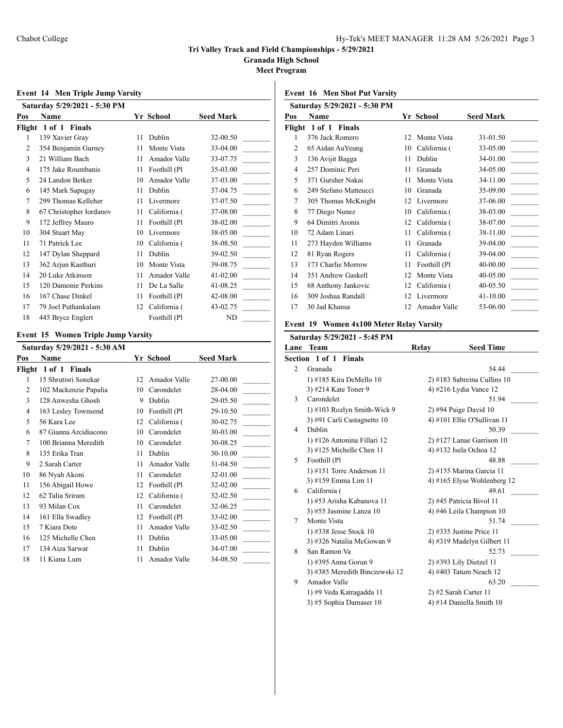**Tri Valley Track and Field Championships - 5/29/2021**
**Granada High School**
**Meet Program**

### Event 14 Men Triple Jump Varsity

Saturday 5/29/2021 - 5:30 PM

| Pos | Name | Yr | School | Seed Mark |
|---|---|---|---|---|
| **Flight 1 of 1 Finals** | | | | |
| 1 | 139 Xavier Gray | 11 | Dublin | 32-00.50 |
| 2 | 354 Benjamin Gurney | 11 | Monte Vista | 33-04.00 |
| 3 | 21 William Bach | 11 | Amador Valle | 33-07.75 |
| 4 | 175 Jake Roumbanis | 11 | Foothill (Pl | 35-03.00 |
| 5 | 24 Landon Betker | 10 | Amador Valle | 37-03.00 |
| 6 | 145 Mark Sapugay | 11 | Dublin | 37-04.75 |
| 7 | 299 Thomas Kelleher | 11 | Livermore | 37-07.50 |
| 8 | 67 Christopher Iordanov | 11 | California ( | 37-08.00 |
| 9 | 172 Jeffrey Mauro | 11 | Foothill (Pl | 38-02.00 |
| 10 | 304 Stuart May | 10 | Livermore | 38-05.00 |
| 11 | 71 Patrick Lee | 10 | California ( | 38-08.50 |
| 12 | 147 Dylan Sheppard | 11 | Dublin | 39-02.50 |
| 13 | 362 Arjun Kasthuri | 10 | Monte Vista | 39-08.75 |
| 14 | 20 Luke Atkinson | 11 | Amador Valle | 41-02.00 |
| 15 | 120 Damonie Perkins | 11 | De La Salle | 41-08.25 |
| 16 | 167 Chase Dinkel | 11 | Foothill (Pl | 42-08.00 |
| 17 | 79 Joel Puthankalam | 12 | California ( | 43-02.75 |
| 18 | 445 Bryce Englert | | Foothill (Pl | ND |

### Event 15 Women Triple Jump Varsity

Saturday 5/29/2021 - 5:30 AM

| Pos | Name | Yr | School | Seed Mark |
|---|---|---|---|---|
| **Flight 1 of 1 Finals** | | | | |
| 1 | 15 Shrutisri Sonekar | 12 | Amador Valle | 27-00.00 |
| 2 | 102 Mackenzie Papalia | 10 | Carondelet | 28-04.00 |
| 3 | 128 Anwesha Ghosh | 9 | Dublin | 29-05.50 |
| 4 | 163 Lesley Townsend | 10 | Foothill (Pl | 29-10.50 |
| 5 | 56 Kara Lee | 12 | California ( | 30-02.75 |
| 6 | 87 Gianna Arcidiacono | 10 | Carondelet | 30-03.00 |
| 7 | 100 Brianna Meredith | 10 | Carondelet | 30-08.25 |
| 8 | 135 Erika Tran | 11 | Dublin | 30-10.00 |
| 9 | 2 Sarah Carter | 11 | Amador Valle | 31-04.50 |
| 10 | 86 Nyah Akoni | 11 | Carondelet | 32-01.00 |
| 11 | 156 Abigail Howe | 12 | Foothill (Pl | 32-02.00 |
| 12 | 62 Talia Sriram | 12 | California ( | 32-02.50 |
| 13 | 93 Milan Cox | 11 | Carondelet | 32-06.25 |
| 14 | 161 Ella Swadley | 12 | Foothill (Pl | 33-02.00 |
| 15 | 7 Kiara Dote | 11 | Amador Valle | 33-02.50 |
| 16 | 125 Michelle Chen | 11 | Dublin | 33-05.00 |
| 17 | 134 Aiza Sarwar | 11 | Dublin | 34-07.00 |
| 18 | 11 Kiana Lum | 11 | Amador Valle | 34-08.50 |

### Event 16 Men Shot Put Varsity

Saturday 5/29/2021 - 5:30 PM

| Pos | Name | Yr | School | Seed Mark |
|---|---|---|---|---|
| **Flight 1 of 1 Finals** | | | | |
| 1 | 376 Jack Romero | 12 | Monte Vista | 31-01.50 |
| 2 | 65 Aidan AuYeung | 10 | California ( | 33-05.00 |
| 3 | 136 Avijit Bagga | 11 | Dublin | 34-01.00 |
| 4 | 257 Dominic Peri | 11 | Granada | 34-05.00 |
| 5 | 371 Gursher Nakai | 11 | Monte Vista | 34-11.00 |
| 6 | 249 Stefano Matteucci | 10 | Granada | 35-09.00 |
| 7 | 305 Thomas McKnight | 12 | Livermore | 37-06.00 |
| 8 | 77 Diego Nunez | 10 | California ( | 38-03.00 |
| 9 | 64 Dimitri Aronis | 12 | California ( | 38-07.00 |
| 10 | 72 Adam Linari | 11 | California ( | 38-11.00 |
| 11 | 273 Hayden Williams | 11 | Granada | 39-04.00 |
| 12 | 81 Ryan Rogers | 11 | California ( | 39-04.00 |
| 13 | 173 Charlie Morrow | 11 | Foothill (Pl | 40-00.00 |
| 14 | 351 Andrew Gaskell | 12 | Monte Vista | 40-05.00 |
| 15 | 68 Anthony Jankovic | 12 | California ( | 40-05.50 |
| 16 | 309 Joshua Randall | 12 | Livermore | 41-10.00 |
| 17 | 30 Jad Khansa | 12 | Amador Valle | 53-06.00 |

### Event 19 Women 4x100 Meter Relay Varsity

Saturday 5/29/2021 - 5:45 PM

| Lane | Team | Relay | Seed Time |
|---|---|---|---|
| **Section 1 of 1 Finals** | | | |
| 2 | Granada | | 54.44 |
| | 1) #185 Kira DeMello 10 | 2) #183 Sabreina Cullins 10 | |
| | 3) #214 Kate Toner 9 | 4) #216 Lydia Vance 12 | |
| 3 | Carondelet | | 51.94 |
| | 1) #103 Rozlyn Smith-Wick 9 | 2) #94 Paige David 10 | |
| | 3) #91 Carli Castagnetto 10 | 4) #101 Ellie O'Sullivan 11 | |
| 4 | Dublin | | 50.39 |
| | 1) #126 Antonina Fillari 12 | 2) #127 Lanae Garrison 10 | |
| | 3) #125 Michelle Chen 11 | 4) #132 Isela Ochoa 12 | |
| 5 | Foothill (Pl | | 48.88 |
| | 1) #151 Torre Anderson 11 | 2) #155 Marina Garcia 11 | |
| | 3) #159 Emma Lim 11 | 4) #165 Elyse Wohlenberg 12 | |
| 6 | California ( | | 49.61 |
| | 1) #53 Arisha Kabanova 11 | 2) #45 Patricia Bivol 11 | |
| | 3) #55 Jasmine Lanza 10 | 4) #46 Leila Champion 10 | |
| 7 | Monte Vista | | 51.74 |
| | 1) #338 Jesse Stock 10 | 2) #335 Justine Price 11 | |
| | 3) #326 Natalia McGowan 9 | 4) #319 Madelyn Gilbert 11 | |
| 8 | San Ramon Va | | 52.73 |
| | 1) #395 Anna Gorun 9 | 2) #393 Lily Dietzel 11 | |
| | 3) #385 Meredith Binczewski 12 | 4) #403 Tatum Neach 12 | |
| 9 | Amador Valle | | 63.20 |
| | 1) #9 Veda Katragadda 11 | 2) #2 Sarah Carter 11 | |
| | 3) #5 Sophia Damaser 10 | 4) #14 Daniella Smith 10 | |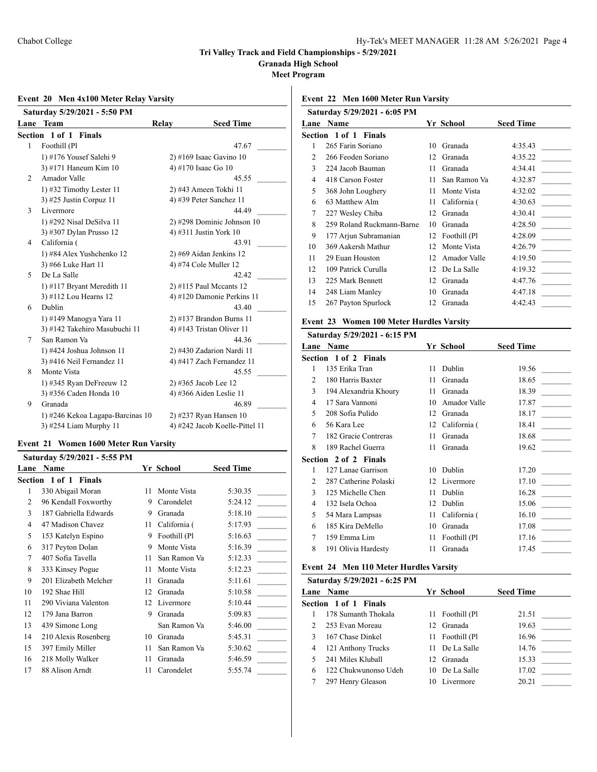## Tri Valley Track and Field Championships - 5/29/2021

**Granada High School**

**Meet Program**

### Event 20 Men 4x100 Meter Relay Varsity

**Saturday 5/29/2021 - 5:50 PM**

| Lane | Team | Relay | Seed Time |
|---|---|---|---|
| **Section 1 of 1 Finals** | | | |
| 1 | Foothill (Pl | | 47.67 |
| | 1) #176 Yousef Salehi 9 | 2) #169 Isaac Gavino 10 | |
| | 3) #171 Haneum Kim 10 | 4) #170 Isaac Go 10 | |
| 2 | Amador Valle | | 45.55 |
| | 1) #32 Timothy Lester 11 | 2) #43 Ameen Tokhi 11 | |
| | 3) #25 Justin Corpuz 11 | 4) #39 Peter Sanchez 11 | |
| 3 | Livermore | | 44.49 |
| | 1) #292 Nisal DeSilva 11 | 2) #298 Dominic Johnson 10 | |
| | 3) #307 Dylan Prusso 12 | 4) #311 Justin York 10 | |
| 4 | California ( | | 43.91 |
| | 1) #84 Alex Yushchenko 12 | 2) #69 Aidan Jenkins 12 | |
| | 3) #66 Luke Hart 11 | 4) #74 Cole Muller 12 | |
| 5 | De La Salle | | 42.42 |
| | 1) #117 Bryant Meredith 11 | 2) #115 Paul Mccants 12 | |
| | 3) #112 Lou Hearns 12 | 4) #120 Damonie Perkins 11 | |
| 6 | Dublin | | 43.40 |
| | 1) #149 Manogya Yara 11 | 2) #137 Brandon Burns 11 | |
| | 3) #142 Takehiro Masubuchi 11 | 4) #143 Tristan Oliver 11 | |
| 7 | San Ramon Va | | 44.36 |
| | 1) #424 Joshua Johnson 11 | 2) #430 Zadarion Nardi 11 | |
| | 3) #416 Neil Fernandez 11 | 4) #417 Zach Fernandez 11 | |
| 8 | Monte Vista | | 45.55 |
| | 1) #345 Ryan DeFreeuw 12 | 2) #365 Jacob Lee 12 | |
| | 3) #356 Caden Honda 10 | 4) #366 Aiden Leslie 11 | |
| 9 | Granada | | 46.89 |
| | 1) #246 Kekoa Lagapa-Barcinas 10 | 2) #237 Ryan Hansen 10 | |
| | 3) #254 Liam Murphy 11 | 4) #242 Jacob Koelle-Pittel 11 | |

### Event 21 Women 1600 Meter Run Varsity

**Saturday 5/29/2021 - 5:55 PM**

| Lane | Name | Yr | School | Seed Time |
|---|---|---|---|---|
| **Section 1 of 1 Finals** | | | | |
| 1 | 330 Abigail Moran | 11 | Monte Vista | 5:30.35 |
| 2 | 96 Kendall Foxworthy | 9 | Carondelet | 5:24.12 |
| 3 | 187 Gabriella Edwards | 9 | Granada | 5:18.10 |
| 4 | 47 Madison Chavez | 11 | California ( | 5:17.93 |
| 5 | 153 Katelyn Espino | 9 | Foothill (Pl | 5:16.63 |
| 6 | 317 Peyton Dolan | 9 | Monte Vista | 5:16.39 |
| 7 | 407 Sofia Tavella | 11 | San Ramon Va | 5:12.33 |
| 8 | 333 Kinsey Pogue | 11 | Monte Vista | 5:12.23 |
| 9 | 201 Elizabeth Melcher | 11 | Granada | 5:11.61 |
| 10 | 192 Shae Hill | 12 | Granada | 5:10.58 |
| 11 | 290 Viviana Valenton | 12 | Livermore | 5:10.44 |
| 12 | 179 Jana Barron | 9 | Granada | 5:09.83 |
| 13 | 439 Simone Long | | San Ramon Va | 5:46.00 |
| 14 | 210 Alexis Rosenberg | 10 | Granada | 5:45.31 |
| 15 | 397 Emily Miller | 11 | San Ramon Va | 5:30.62 |
| 16 | 218 Molly Walker | 11 | Granada | 5:46.59 |
| 17 | 88 Alison Arndt | 11 | Carondelet | 5:55.74 |

### Event 22 Men 1600 Meter Run Varsity

**Saturday 5/29/2021 - 6:05 PM**

| Lane | Name | Yr | School | Seed Time |
|---|---|---|---|---|
| **Section 1 of 1 Finals** | | | | |
| 1 | 265 Farin Soriano | 10 | Granada | 4:35.43 |
| 2 | 266 Feoden Soriano | 12 | Granada | 4:35.22 |
| 3 | 224 Jacob Bauman | 11 | Granada | 4:34.41 |
| 4 | 418 Carson Foster | 11 | San Ramon Va | 4:32.87 |
| 5 | 368 John Loughery | 11 | Monte Vista | 4:32.02 |
| 6 | 63 Matthew Alm | 11 | California ( | 4:30.63 |
| 7 | 227 Wesley Chiba | 12 | Granada | 4:30.41 |
| 8 | 259 Roland Ruckmann-Barne | 10 | Granada | 4:28.50 |
| 9 | 177 Arjun Subramanian | 12 | Foothill (Pl | 4:28.09 |
| 10 | 369 Aakersh Mathur | 12 | Monte Vista | 4:26.79 |
| 11 | 29 Euan Houston | 12 | Amador Valle | 4:19.50 |
| 12 | 109 Patrick Curulla | 12 | De La Salle | 4:19.32 |
| 13 | 225 Mark Bennett | 12 | Granada | 4:47.76 |
| 14 | 248 Liam Manley | 10 | Granada | 4:47.18 |
| 15 | 267 Payton Spurlock | 12 | Granada | 4:42.43 |

### Event 23 Women 100 Meter Hurdles Varsity

**Saturday 5/29/2021 - 6:15 PM**

| Lane | Name | Yr | School | Seed Time |
|---|---|---|---|---|
| **Section 1 of 2 Finals** | | | | |
| 1 | 135 Erika Tran | 11 | Dublin | 19.56 |
| 2 | 180 Harris Baxter | 11 | Granada | 18.65 |
| 3 | 194 Alexandria Khoury | 11 | Granada | 18.39 |
| 4 | 17 Sara Vannoni | 10 | Amador Valle | 17.87 |
| 5 | 208 Sofia Pulido | 12 | Granada | 18.17 |
| 6 | 56 Kara Lee | 12 | California ( | 18.41 |
| 7 | 182 Gracie Contreras | 11 | Granada | 18.68 |
| 8 | 189 Rachel Guerra | 11 | Granada | 19.62 |
| **Section 2 of 2 Finals** | | | | |
| 1 | 127 Lanae Garrison | 10 | Dublin | 17.20 |
| 2 | 287 Catherine Polaski | 12 | Livermore | 17.10 |
| 3 | 125 Michelle Chen | 11 | Dublin | 16.28 |
| 4 | 132 Isela Ochoa | 12 | Dublin | 15.06 |
| 5 | 54 Mara Lampsas | 11 | California ( | 16.10 |
| 6 | 185 Kira DeMello | 10 | Granada | 17.08 |
| 7 | 159 Emma Lim | 11 | Foothill (Pl | 17.16 |
| 8 | 191 Olivia Hardesty | 11 | Granada | 17.45 |

### Event 24 Men 110 Meter Hurdles Varsity

**Saturday 5/29/2021 - 6:25 PM**

| Lane | Name | Yr | School | Seed Time |
|---|---|---|---|---|
| **Section 1 of 1 Finals** | | | | |
| 1 | 178 Sumanth Thokala | 11 | Foothill (Pl | 21.51 |
| 2 | 253 Evan Moreau | 12 | Granada | 19.63 |
| 3 | 167 Chase Dinkel | 11 | Foothill (Pl | 16.96 |
| 4 | 121 Anthony Trucks | 11 | De La Salle | 14.76 |
| 5 | 241 Miles Kluball | 12 | Granada | 15.33 |
| 6 | 122 Chukwunonso Udeh | 10 | De La Salle | 17.02 |
| 7 | 297 Henry Gleason | 10 | Livermore | 20.21 |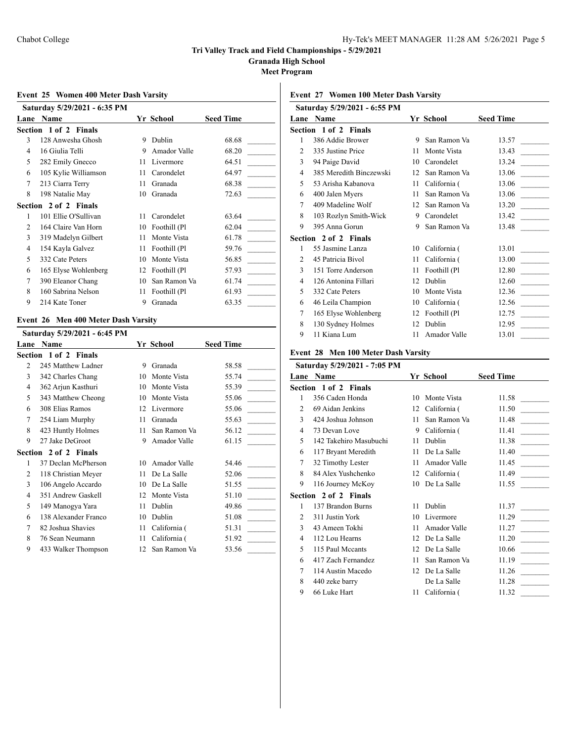# Tri Valley Track and Field Championships - 5/29/2021

## Granada High School

## Meet Program

### Event 25 Women 400 Meter Dash Varsity

Saturday 5/29/2021 - 6:35 PM

| Lane | Name | Yr | School | Seed Time | |
|---|---|---|---|---|---|
| **Section 1 of 2 Finals** | | | | | |
| 3 | 128 Anwesha Ghosh | 9 | Dublin | 68.68 | _______ |
| 4 | 16 Giulia Telli | 9 | Amador Valle | 68.20 | _______ |
| 5 | 282 Emily Gnecco | 11 | Livermore | 64.51 | _______ |
| 6 | 105 Kylie Williamson | 11 | Carondelet | 64.97 | _______ |
| 7 | 213 Ciarra Terry | 11 | Granada | 68.38 | _______ |
| 8 | 198 Natalie May | 10 | Granada | 72.63 | _______ |
| **Section 2 of 2 Finals** | | | | | |
| 1 | 101 Ellie O'Sullivan | 11 | Carondelet | 63.64 | _______ |
| 2 | 164 Claire Van Horn | 10 | Foothill (Pl | 62.04 | _______ |
| 3 | 319 Madelyn Gilbert | 11 | Monte Vista | 61.78 | _______ |
| 4 | 154 Kayla Galvez | 11 | Foothill (Pl | 59.76 | _______ |
| 5 | 332 Cate Peters | 10 | Monte Vista | 56.85 | _______ |
| 6 | 165 Elyse Wohlenberg | 12 | Foothill (Pl | 57.93 | _______ |
| 7 | 390 Eleanor Chang | 10 | San Ramon Va | 61.74 | _______ |
| 8 | 160 Sabrina Nelson | 11 | Foothill (Pl | 61.93 | _______ |
| 9 | 214 Kate Toner | 9 | Granada | 63.35 | _______ |

### Event 26 Men 400 Meter Dash Varsity

Saturday 5/29/2021 - 6:45 PM

| Lane | Name | Yr | School | Seed Time | |
|---|---|---|---|---|---|
| **Section 1 of 2 Finals** | | | | | |
| 2 | 245 Matthew Ladner | 9 | Granada | 58.58 | _______ |
| 3 | 342 Charles Chang | 10 | Monte Vista | 55.74 | _______ |
| 4 | 362 Arjun Kasthuri | 10 | Monte Vista | 55.39 | _______ |
| 5 | 343 Matthew Cheong | 10 | Monte Vista | 55.06 | _______ |
| 6 | 308 Elias Ramos | 12 | Livermore | 55.06 | _______ |
| 7 | 254 Liam Murphy | 11 | Granada | 55.63 | _______ |
| 8 | 423 Huntly Holmes | 11 | San Ramon Va | 56.12 | _______ |
| 9 | 27 Jake DeGroot | 9 | Amador Valle | 61.15 | _______ |
| **Section 2 of 2 Finals** | | | | | |
| 1 | 37 Declan McPherson | 10 | Amador Valle | 54.46 | _______ |
| 2 | 118 Christian Meyer | 11 | De La Salle | 52.06 | _______ |
| 3 | 106 Angelo Accardo | 10 | De La Salle | 51.55 | _______ |
| 4 | 351 Andrew Gaskell | 12 | Monte Vista | 51.10 | _______ |
| 5 | 149 Manogya Yara | 11 | Dublin | 49.86 | _______ |
| 6 | 138 Alexander Franco | 10 | Dublin | 51.08 | _______ |
| 7 | 82 Joshua Shavies | 11 | California ( | 51.31 | _______ |
| 8 | 76 Sean Neumann | 11 | California ( | 51.92 | _______ |
| 9 | 433 Walker Thompson | 12 | San Ramon Va | 53.56 | _______ |

### Event 27 Women 100 Meter Dash Varsity

Saturday 5/29/2021 - 6:55 PM

| Lane | Name | Yr | School | Seed Time | |
|---|---|---|---|---|---|
| **Section 1 of 2 Finals** | | | | | |
| 1 | 386 Addie Brower | 9 | San Ramon Va | 13.57 | _______ |
| 2 | 335 Justine Price | 11 | Monte Vista | 13.43 | _______ |
| 3 | 94 Paige David | 10 | Carondelet | 13.24 | _______ |
| 4 | 385 Meredith Binczewski | 12 | San Ramon Va | 13.06 | _______ |
| 5 | 53 Arisha Kabanova | 11 | California ( | 13.06 | _______ |
| 6 | 400 Jalen Myers | 11 | San Ramon Va | 13.06 | _______ |
| 7 | 409 Madeline Wolf | 12 | San Ramon Va | 13.20 | _______ |
| 8 | 103 Rozlyn Smith-Wick | 9 | Carondelet | 13.42 | _______ |
| 9 | 395 Anna Gorun | 9 | San Ramon Va | 13.48 | _______ |
| **Section 2 of 2 Finals** | | | | | |
| 1 | 55 Jasmine Lanza | 10 | California ( | 13.01 | _______ |
| 2 | 45 Patricia Bivol | 11 | California ( | 13.00 | _______ |
| 3 | 151 Torre Anderson | 11 | Foothill (Pl | 12.80 | _______ |
| 4 | 126 Antonina Fillari | 12 | Dublin | 12.60 | _______ |
| 5 | 332 Cate Peters | 10 | Monte Vista | 12.36 | _______ |
| 6 | 46 Leila Champion | 10 | California ( | 12.56 | _______ |
| 7 | 165 Elyse Wohlenberg | 12 | Foothill (Pl | 12.75 | _______ |
| 8 | 130 Sydney Holmes | 12 | Dublin | 12.95 | _______ |
| 9 | 11 Kiana Lum | 11 | Amador Valle | 13.01 | _______ |

### Event 28 Men 100 Meter Dash Varsity

Saturday 5/29/2021 - 7:05 PM

| Lane | Name | Yr | School | Seed Time | |
|---|---|---|---|---|---|
| **Section 1 of 2 Finals** | | | | | |
| 1 | 356 Caden Honda | 10 | Monte Vista | 11.58 | _______ |
| 2 | 69 Aidan Jenkins | 12 | California ( | 11.50 | _______ |
| 3 | 424 Joshua Johnson | 11 | San Ramon Va | 11.48 | _______ |
| 4 | 73 Devan Love | 9 | California ( | 11.41 | _______ |
| 5 | 142 Takehiro Masubuchi | 11 | Dublin | 11.38 | _______ |
| 6 | 117 Bryant Meredith | 11 | De La Salle | 11.40 | _______ |
| 7 | 32 Timothy Lester | 11 | Amador Valle | 11.45 | _______ |
| 8 | 84 Alex Yushchenko | 12 | California ( | 11.49 | _______ |
| 9 | 116 Journey McKoy | 10 | De La Salle | 11.55 | _______ |
| **Section 2 of 2 Finals** | | | | | |
| 1 | 137 Brandon Burns | 11 | Dublin | 11.37 | _______ |
| 2 | 311 Justin York | 10 | Livermore | 11.29 | _______ |
| 3 | 43 Ameen Tokhi | 11 | Amador Valle | 11.27 | _______ |
| 4 | 112 Lou Hearns | 12 | De La Salle | 11.20 | _______ |
| 5 | 115 Paul Mccants | 12 | De La Salle | 10.66 | _______ |
| 6 | 417 Zach Fernandez | 11 | San Ramon Va | 11.19 | _______ |
| 7 | 114 Austin Macedo | 12 | De La Salle | 11.26 | _______ |
| 8 | 440 zeke barry | | De La Salle | 11.28 | _______ |
| 9 | 66 Luke Hart | 11 | California ( | 11.32 | _______ |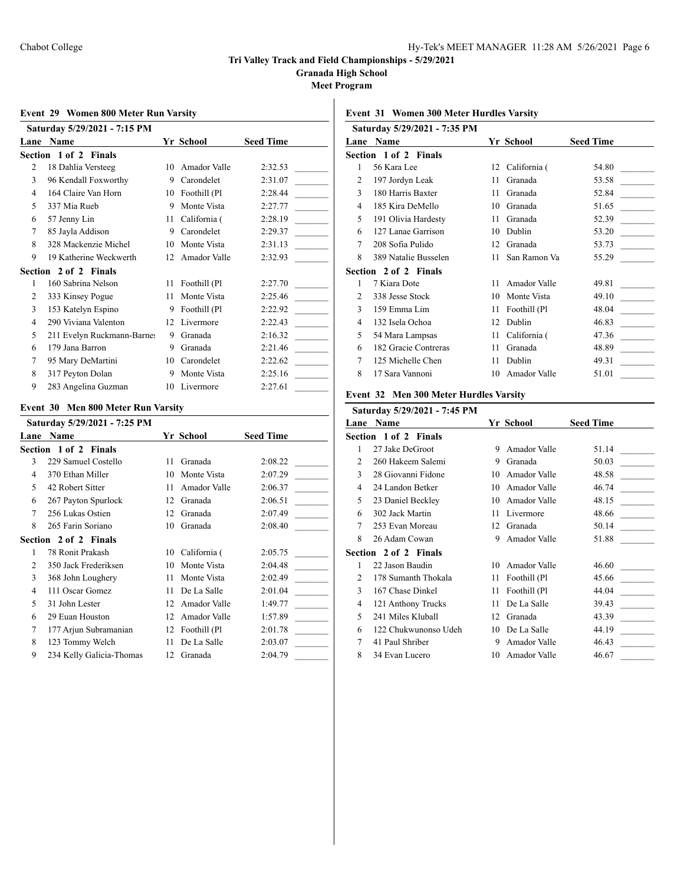**Tri Valley Track and Field Championships - 5/29/2021**

**Granada High School**

**Meet Program**

### Event 29 Women 800 Meter Run Varsity

**Saturday 5/29/2021 - 7:15 PM**

| Lane | Name | Yr | School | Seed Time | |
|---|---|---|---|---|---|
| **Section 1 of 2 Finals** | | | | | |
| 2 | 18 Dahlia Versteeg | 10 | Amador Valle | 2:32.53 | _______ |
| 3 | 96 Kendall Foxworthy | 9 | Carondelet | 2:31.07 | _______ |
| 4 | 164 Claire Van Horn | 10 | Foothill (Pl | 2:28.44 | _______ |
| 5 | 337 Mia Rueb | 9 | Monte Vista | 2:27.77 | _______ |
| 6 | 57 Jenny Lin | 11 | California ( | 2:28.19 | _______ |
| 7 | 85 Jayla Addison | 9 | Carondelet | 2:29.37 | _______ |
| 8 | 328 Mackenzie Michel | 10 | Monte Vista | 2:31.13 | _______ |
| 9 | 19 Katherine Weckwerth | 12 | Amador Valle | 2:32.93 | _______ |
| **Section 2 of 2 Finals** | | | | | |
| 1 | 160 Sabrina Nelson | 11 | Foothill (Pl | 2:27.70 | _______ |
| 2 | 333 Kinsey Pogue | 11 | Monte Vista | 2:25.46 | _______ |
| 3 | 153 Katelyn Espino | 9 | Foothill (Pl | 2:22.92 | _______ |
| 4 | 290 Viviana Valenton | 12 | Livermore | 2:22.43 | _______ |
| 5 | 211 Evelyn Ruckmann-Barnes | 9 | Granada | 2:16.32 | _______ |
| 6 | 179 Jana Barron | 9 | Granada | 2:21.46 | _______ |
| 7 | 95 Mary DeMartini | 10 | Carondelet | 2:22.62 | _______ |
| 8 | 317 Peyton Dolan | 9 | Monte Vista | 2:25.16 | _______ |
| 9 | 283 Angelina Guzman | 10 | Livermore | 2:27.61 | _______ |

### Event 30 Men 800 Meter Run Varsity

**Saturday 5/29/2021 - 7:25 PM**

| Lane | Name | Yr | School | Seed Time | |
|---|---|---|---|---|---|
| **Section 1 of 2 Finals** | | | | | |
| 3 | 229 Samuel Costello | 11 | Granada | 2:08.22 | _______ |
| 4 | 370 Ethan Miller | 10 | Monte Vista | 2:07.29 | _______ |
| 5 | 42 Robert Sitter | 11 | Amador Valle | 2:06.37 | _______ |
| 6 | 267 Payton Spurlock | 12 | Granada | 2:06.51 | _______ |
| 7 | 256 Lukas Ostien | 12 | Granada | 2:07.49 | _______ |
| 8 | 265 Farin Soriano | 10 | Granada | 2:08.40 | _______ |
| **Section 2 of 2 Finals** | | | | | |
| 1 | 78 Ronit Prakash | 10 | California ( | 2:05.75 | _______ |
| 2 | 350 Jack Frederiksen | 10 | Monte Vista | 2:04.48 | _______ |
| 3 | 368 John Loughery | 11 | Monte Vista | 2:02.49 | _______ |
| 4 | 111 Oscar Gomez | 11 | De La Salle | 2:01.04 | _______ |
| 5 | 31 John Lester | 12 | Amador Valle | 1:49.77 | _______ |
| 6 | 29 Euan Houston | 12 | Amador Valle | 1:57.89 | _______ |
| 7 | 177 Arjun Subramanian | 12 | Foothill (Pl | 2:01.78 | _______ |
| 8 | 123 Tommy Welch | 11 | De La Salle | 2:03.07 | _______ |
| 9 | 234 Kelly Galicia-Thomas | 12 | Granada | 2:04.79 | _______ |

### Event 31 Women 300 Meter Hurdles Varsity

**Saturday 5/29/2021 - 7:35 PM**

| Lane | Name | Yr | School | Seed Time | |
|---|---|---|---|---|---|
| **Section 1 of 2 Finals** | | | | | |
| 1 | 56 Kara Lee | 12 | California ( | 54.80 | _______ |
| 2 | 197 Jordyn Leak | 11 | Granada | 53.58 | _______ |
| 3 | 180 Harris Baxter | 11 | Granada | 52.84 | _______ |
| 4 | 185 Kira DeMello | 10 | Granada | 51.65 | _______ |
| 5 | 191 Olivia Hardesty | 11 | Granada | 52.39 | _______ |
| 6 | 127 Lanae Garrison | 10 | Dublin | 53.20 | _______ |
| 7 | 208 Sofia Pulido | 12 | Granada | 53.73 | _______ |
| 8 | 389 Natalie Busselen | 11 | San Ramon Va | 55.29 | _______ |
| **Section 2 of 2 Finals** | | | | | |
| 1 | 7 Kiara Dote | 11 | Amador Valle | 49.81 | _______ |
| 2 | 338 Jesse Stock | 10 | Monte Vista | 49.10 | _______ |
| 3 | 159 Emma Lim | 11 | Foothill (Pl | 48.04 | _______ |
| 4 | 132 Isela Ochoa | 12 | Dublin | 46.83 | _______ |
| 5 | 54 Mara Lampsas | 11 | California ( | 47.36 | _______ |
| 6 | 182 Gracie Contreras | 11 | Granada | 48.89 | _______ |
| 7 | 125 Michelle Chen | 11 | Dublin | 49.31 | _______ |
| 8 | 17 Sara Vannoni | 10 | Amador Valle | 51.01 | _______ |

### Event 32 Men 300 Meter Hurdles Varsity

**Saturday 5/29/2021 - 7:45 PM**

| Lane | Name | Yr | School | Seed Time | |
|---|---|---|---|---|---|
| **Section 1 of 2 Finals** | | | | | |
| 1 | 27 Jake DeGroot | 9 | Amador Valle | 51.14 | _______ |
| 2 | 260 Hakeem Salemi | 9 | Granada | 50.03 | _______ |
| 3 | 28 Giovanni Fidone | 10 | Amador Valle | 48.58 | _______ |
| 4 | 24 Landon Betker | 10 | Amador Valle | 46.74 | _______ |
| 5 | 23 Daniel Beckley | 10 | Amador Valle | 48.15 | _______ |
| 6 | 302 Jack Martin | 11 | Livermore | 48.66 | _______ |
| 7 | 253 Evan Moreau | 12 | Granada | 50.14 | _______ |
| 8 | 26 Adam Cowan | 9 | Amador Valle | 51.88 | _______ |
| **Section 2 of 2 Finals** | | | | | |
| 1 | 22 Jason Baudin | 10 | Amador Valle | 46.60 | _______ |
| 2 | 178 Sumanth Thokala | 11 | Foothill (Pl | 45.66 | _______ |
| 3 | 167 Chase Dinkel | 11 | Foothill (Pl | 44.04 | _______ |
| 4 | 121 Anthony Trucks | 11 | De La Salle | 39.43 | _______ |
| 5 | 241 Miles Kluball | 12 | Granada | 43.39 | _______ |
| 6 | 122 Chukwunonso Udeh | 10 | De La Salle | 44.19 | _______ |
| 7 | 41 Paul Shriber | 9 | Amador Valle | 46.43 | _______ |
| 8 | 34 Evan Lucero | 10 | Amador Valle | 46.67 | _______ |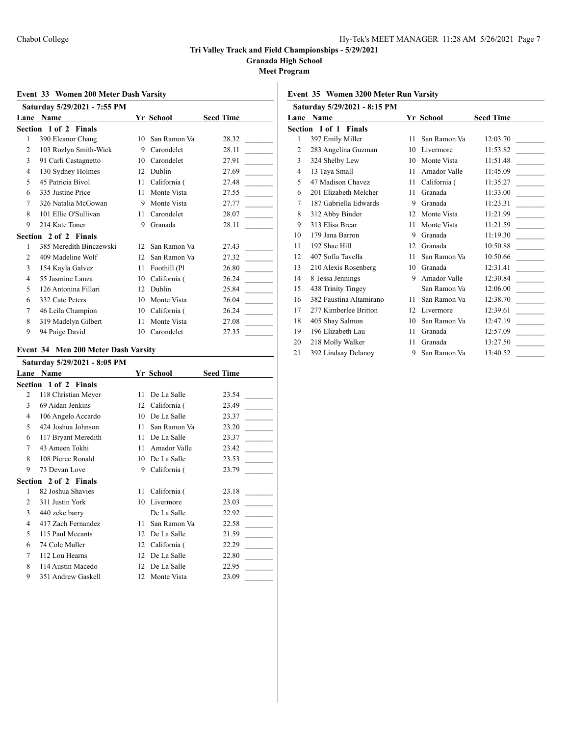# Tri Valley Track and Field Championships - 5/29/2021

**Granada High School**

**Meet Program**

### Event 33 Women 200 Meter Dash Varsity

**Saturday 5/29/2021 - 7:55 PM**

| Lane | Name | Yr | School | Seed Time | |
|---|---|---|---|---|---|
| **Section 1 of 2 Finals** | | | | | |
| 1 | 390 Eleanor Chang | 10 | San Ramon Va | 28.32 | _______ |
| 2 | 103 Rozlyn Smith-Wick | 9 | Carondelet | 28.11 | _______ |
| 3 | 91 Carli Castagnetto | 10 | Carondelet | 27.91 | _______ |
| 4 | 130 Sydney Holmes | 12 | Dublin | 27.69 | _______ |
| 5 | 45 Patricia Bivol | 11 | California ( | 27.48 | _______ |
| 6 | 335 Justine Price | 11 | Monte Vista | 27.55 | _______ |
| 7 | 326 Natalia McGowan | 9 | Monte Vista | 27.77 | _______ |
| 8 | 101 Ellie O'Sullivan | 11 | Carondelet | 28.07 | _______ |
| 9 | 214 Kate Toner | 9 | Granada | 28.11 | _______ |
| **Section 2 of 2 Finals** | | | | | |
| 1 | 385 Meredith Binczewski | 12 | San Ramon Va | 27.43 | _______ |
| 2 | 409 Madeline Wolf | 12 | San Ramon Va | 27.32 | _______ |
| 3 | 154 Kayla Galvez | 11 | Foothill (Pl | 26.80 | _______ |
| 4 | 55 Jasmine Lanza | 10 | California ( | 26.24 | _______ |
| 5 | 126 Antonina Fillari | 12 | Dublin | 25.84 | _______ |
| 6 | 332 Cate Peters | 10 | Monte Vista | 26.04 | _______ |
| 7 | 46 Leila Champion | 10 | California ( | 26.24 | _______ |
| 8 | 319 Madelyn Gilbert | 11 | Monte Vista | 27.08 | _______ |
| 9 | 94 Paige David | 10 | Carondelet | 27.35 | _______ |

### Event 34 Men 200 Meter Dash Varsity

**Saturday 5/29/2021 - 8:05 PM**

| Lane | Name | Yr | School | Seed Time | |
|---|---|---|---|---|---|
| **Section 1 of 2 Finals** | | | | | |
| 2 | 118 Christian Meyer | 11 | De La Salle | 23.54 | _______ |
| 3 | 69 Aidan Jenkins | 12 | California ( | 23.49 | _______ |
| 4 | 106 Angelo Accardo | 10 | De La Salle | 23.37 | _______ |
| 5 | 424 Joshua Johnson | 11 | San Ramon Va | 23.20 | _______ |
| 6 | 117 Bryant Meredith | 11 | De La Salle | 23.37 | _______ |
| 7 | 43 Ameen Tokhi | 11 | Amador Valle | 23.42 | _______ |
| 8 | 108 Pierce Ronald | 10 | De La Salle | 23.53 | _______ |
| 9 | 73 Devan Love | 9 | California ( | 23.79 | _______ |
| **Section 2 of 2 Finals** | | | | | |
| 1 | 82 Joshua Shavies | 11 | California ( | 23.18 | _______ |
| 2 | 311 Justin York | 10 | Livermore | 23.03 | _______ |
| 3 | 440 zeke barry | | De La Salle | 22.92 | _______ |
| 4 | 417 Zach Fernandez | 11 | San Ramon Va | 22.58 | _______ |
| 5 | 115 Paul Mccants | 12 | De La Salle | 21.59 | _______ |
| 6 | 74 Cole Muller | 12 | California ( | 22.29 | _______ |
| 7 | 112 Lou Hearns | 12 | De La Salle | 22.80 | _______ |
| 8 | 114 Austin Macedo | 12 | De La Salle | 22.95 | _______ |
| 9 | 351 Andrew Gaskell | 12 | Monte Vista | 23.09 | _______ |

### Event 35 Women 3200 Meter Run Varsity

**Saturday 5/29/2021 - 8:15 PM**

| Lane | Name | Yr | School | Seed Time | |
|---|---|---|---|---|---|
| **Section 1 of 1 Finals** | | | | | |
| 1 | 397 Emily Miller | 11 | San Ramon Va | 12:03.70 | _______ |
| 2 | 283 Angelina Guzman | 10 | Livermore | 11:53.82 | _______ |
| 3 | 324 Shelby Lew | 10 | Monte Vista | 11:51.48 | _______ |
| 4 | 13 Taya Small | 11 | Amador Valle | 11:45.09 | _______ |
| 5 | 47 Madison Chavez | 11 | California ( | 11:35.27 | _______ |
| 6 | 201 Elizabeth Melcher | 11 | Granada | 11:33.00 | _______ |
| 7 | 187 Gabriella Edwards | 9 | Granada | 11:23.31 | _______ |
| 8 | 312 Abby Binder | 12 | Monte Vista | 11:21.99 | _______ |
| 9 | 313 Elisa Brear | 11 | Monte Vista | 11:21.59 | _______ |
| 10 | 179 Jana Barron | 9 | Granada | 11:19.30 | _______ |
| 11 | 192 Shae Hill | 12 | Granada | 10:50.88 | _______ |
| 12 | 407 Sofia Tavella | 11 | San Ramon Va | 10:50.66 | _______ |
| 13 | 210 Alexis Rosenberg | 10 | Granada | 12:31.41 | _______ |
| 14 | 8 Tessa Jennings | 9 | Amador Valle | 12:30.84 | _______ |
| 15 | 438 Trinity Tingey | | San Ramon Va | 12:06.00 | _______ |
| 16 | 382 Faustina Altamirano | 11 | San Ramon Va | 12:38.70 | _______ |
| 17 | 277 Kimberlee Britton | 12 | Livermore | 12:39.61 | _______ |
| 18 | 405 Shay Salmon | 10 | San Ramon Va | 12:47.19 | _______ |
| 19 | 196 Elizabeth Lau | 11 | Granada | 12:57.09 | _______ |
| 20 | 218 Molly Walker | 11 | Granada | 13:27.50 | _______ |
| 21 | 392 Lindsay Delanoy | 9 | San Ramon Va | 13:40.52 | _______ |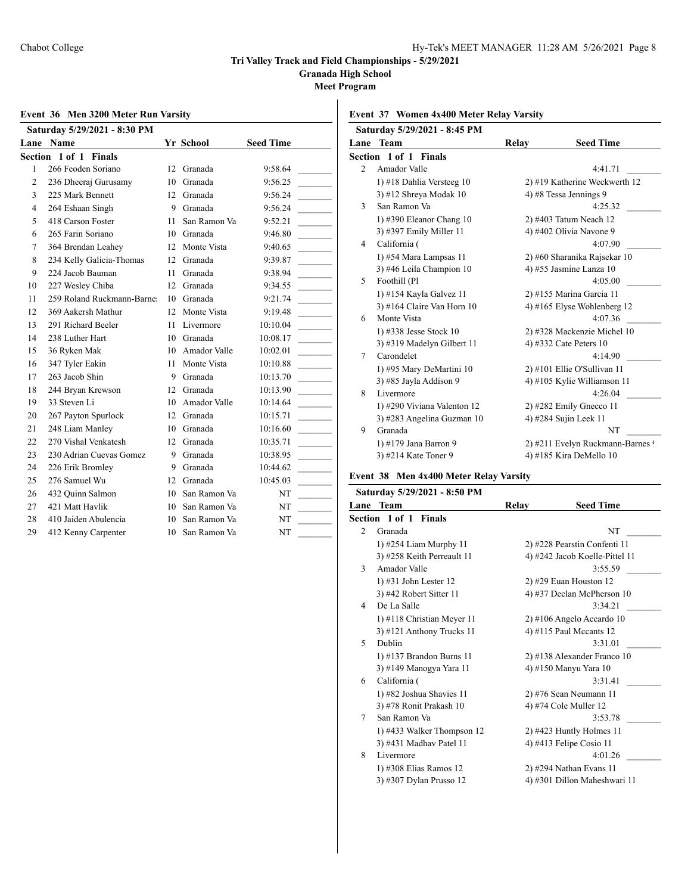## Tri Valley Track and Field Championships - 5/29/2021

**Granada High School**

**Meet Program**

### Event 36 Men 3200 Meter Run Varsity

**Saturday 5/29/2021 - 8:30 PM**

**Section 1 of 1 Finals**

| Lane | Name | Yr | School | Seed Time | |
|---|---|---|---|---|---|
| 1 | 266 Feoden Soriano | 12 | Granada | 9:58.64 | _______ |
| 2 | 236 Dheeraj Gurusamy | 10 | Granada | 9:56.25 | _______ |
| 3 | 225 Mark Bennett | 12 | Granada | 9:56.24 | _______ |
| 4 | 264 Eshaan Singh | 9 | Granada | 9:56.24 | _______ |
| 5 | 418 Carson Foster | 11 | San Ramon Va | 9:52.21 | _______ |
| 6 | 265 Farin Soriano | 10 | Granada | 9:46.80 | _______ |
| 7 | 364 Brendan Leahey | 12 | Monte Vista | 9:40.65 | _______ |
| 8 | 234 Kelly Galicia-Thomas | 12 | Granada | 9:39.87 | _______ |
| 9 | 224 Jacob Bauman | 11 | Granada | 9:38.94 | _______ |
| 10 | 227 Wesley Chiba | 12 | Granada | 9:34.55 | _______ |
| 11 | 259 Roland Ruckmann-Barne: | 10 | Granada | 9:21.74 | _______ |
| 12 | 369 Aakersh Mathur | 12 | Monte Vista | 9:19.48 | _______ |
| 13 | 291 Richard Beeler | 11 | Livermore | 10:10.04 | _______ |
| 14 | 238 Luther Hart | 10 | Granada | 10:08.17 | _______ |
| 15 | 36 Ryken Mak | 10 | Amador Valle | 10:02.01 | _______ |
| 16 | 347 Tyler Eakin | 11 | Monte Vista | 10:10.88 | _______ |
| 17 | 263 Jacob Shin | 9 | Granada | 10:13.70 | _______ |
| 18 | 244 Bryan Krewson | 12 | Granada | 10:13.90 | _______ |
| 19 | 33 Steven Li | 10 | Amador Valle | 10:14.64 | _______ |
| 20 | 267 Payton Spurlock | 12 | Granada | 10:15.71 | _______ |
| 21 | 248 Liam Manley | 10 | Granada | 10:16.60 | _______ |
| 22 | 270 Vishal Venkatesh | 12 | Granada | 10:35.71 | _______ |
| 23 | 230 Adrian Cuevas Gomez | 9 | Granada | 10:38.95 | _______ |
| 24 | 226 Erik Bromley | 9 | Granada | 10:44.62 | _______ |
| 25 | 276 Samuel Wu | 12 | Granada | 10:45.03 | _______ |
| 26 | 432 Quinn Salmon | 10 | San Ramon Va | NT | _______ |
| 27 | 421 Matt Havlik | 10 | San Ramon Va | NT | _______ |
| 28 | 410 Jaiden Abulencia | 10 | San Ramon Va | NT | _______ |
| 29 | 412 Kenny Carpenter | 10 | San Ramon Va | NT | _______ |

### Event 37 Women 4x400 Meter Relay Varsity

**Saturday 5/29/2021 - 8:45 PM**

**Section 1 of 1 Finals**

| Lane | Team | Relay | Seed Time | |
|---|---|---|---|---|
| 2 | Amador Valle | | 4:41.71 | _______ |
| | 1) #18 Dahlia Versteeg 10 | 2) #19 Katherine Weckwerth 12 | | |
| | 3) #12 Shreya Modak 10 | 4) #8 Tessa Jennings 9 | | |
| 3 | San Ramon Va | | 4:25.32 | _______ |
| | 1) #390 Eleanor Chang 10 | 2) #403 Tatum Neach 12 | | |
| | 3) #397 Emily Miller 11 | 4) #402 Olivia Navone 9 | | |
| 4 | California ( | | 4:07.90 | _______ |
| | 1) #54 Mara Lampsas 11 | 2) #60 Sharanika Rajsekar 10 | | |
| | 3) #46 Leila Champion 10 | 4) #55 Jasmine Lanza 10 | | |
| 5 | Foothill (Pl | | 4:05.00 | _______ |
| | 1) #154 Kayla Galvez 11 | 2) #155 Marina Garcia 11 | | |
| | 3) #164 Claire Van Horn 10 | 4) #165 Elyse Wohlenberg 12 | | |
| 6 | Monte Vista | | 4:07.36 | _______ |
| | 1) #338 Jesse Stock 10 | 2) #328 Mackenzie Michel 10 | | |
| | 3) #319 Madelyn Gilbert 11 | 4) #332 Cate Peters 10 | | |
| 7 | Carondelet | | 4:14.90 | _______ |
| | 1) #95 Mary DeMartini 10 | 2) #101 Ellie O'Sullivan 11 | | |
| | 3) #85 Jayla Addison 9 | 4) #105 Kylie Williamson 11 | | |
| 8 | Livermore | | 4:26.04 | _______ |
| | 1) #290 Viviana Valenton 12 | 2) #282 Emily Gnecco 11 | | |
| | 3) #283 Angelina Guzman 10 | 4) #284 Sujin Leek 11 | | |
| 9 | Granada | | NT | _______ |
| | 1) #179 Jana Barron 9 | 2) #211 Evelyn Ruckmann-Barnes ( | | |
| | 3) #214 Kate Toner 9 | 4) #185 Kira DeMello 10 | | |

### Event 38 Men 4x400 Meter Relay Varsity

**Saturday 5/29/2021 - 8:50 PM**

**Section 1 of 1 Finals**

| Lane | Team | Relay | Seed Time | |
|---|---|---|---|---|
| 2 | Granada | | NT | _______ |
| | 1) #254 Liam Murphy 11 | 2) #228 Pearstin Confenti 11 | | |
| | 3) #258 Keith Perreault 11 | 4) #242 Jacob Koelle-Pittel 11 | | |
| 3 | Amador Valle | | 3:55.59 | _______ |
| | 1) #31 John Lester 12 | 2) #29 Euan Houston 12 | | |
| | 3) #42 Robert Sitter 11 | 4) #37 Declan McPherson 10 | | |
| 4 | De La Salle | | 3:34.21 | _______ |
| | 1) #118 Christian Meyer 11 | 2) #106 Angelo Accardo 10 | | |
| | 3) #121 Anthony Trucks 11 | 4) #115 Paul Mccants 12 | | |
| 5 | Dublin | | 3:31.01 | _______ |
| | 1) #137 Brandon Burns 11 | 2) #138 Alexander Franco 10 | | |
| | 3) #149 Manogya Yara 11 | 4) #150 Manyu Yara 10 | | |
| 6 | California ( | | 3:31.41 | _______ |
| | 1) #82 Joshua Shavies 11 | 2) #76 Sean Neumann 11 | | |
| | 3) #78 Ronit Prakash 10 | 4) #74 Cole Muller 12 | | |
| 7 | San Ramon Va | | 3:53.78 | _______ |
| | 1) #433 Walker Thompson 12 | 2) #423 Huntly Holmes 11 | | |
| | 3) #431 Madhav Patel 11 | 4) #413 Felipe Cosio 11 | | |
| 8 | Livermore | | 4:01.26 | _______ |
| | 1) #308 Elias Ramos 12 | 2) #294 Nathan Evans 11 | | |
| | 3) #307 Dylan Prusso 12 | 4) #301 Dillon Maheshwari 11 | | |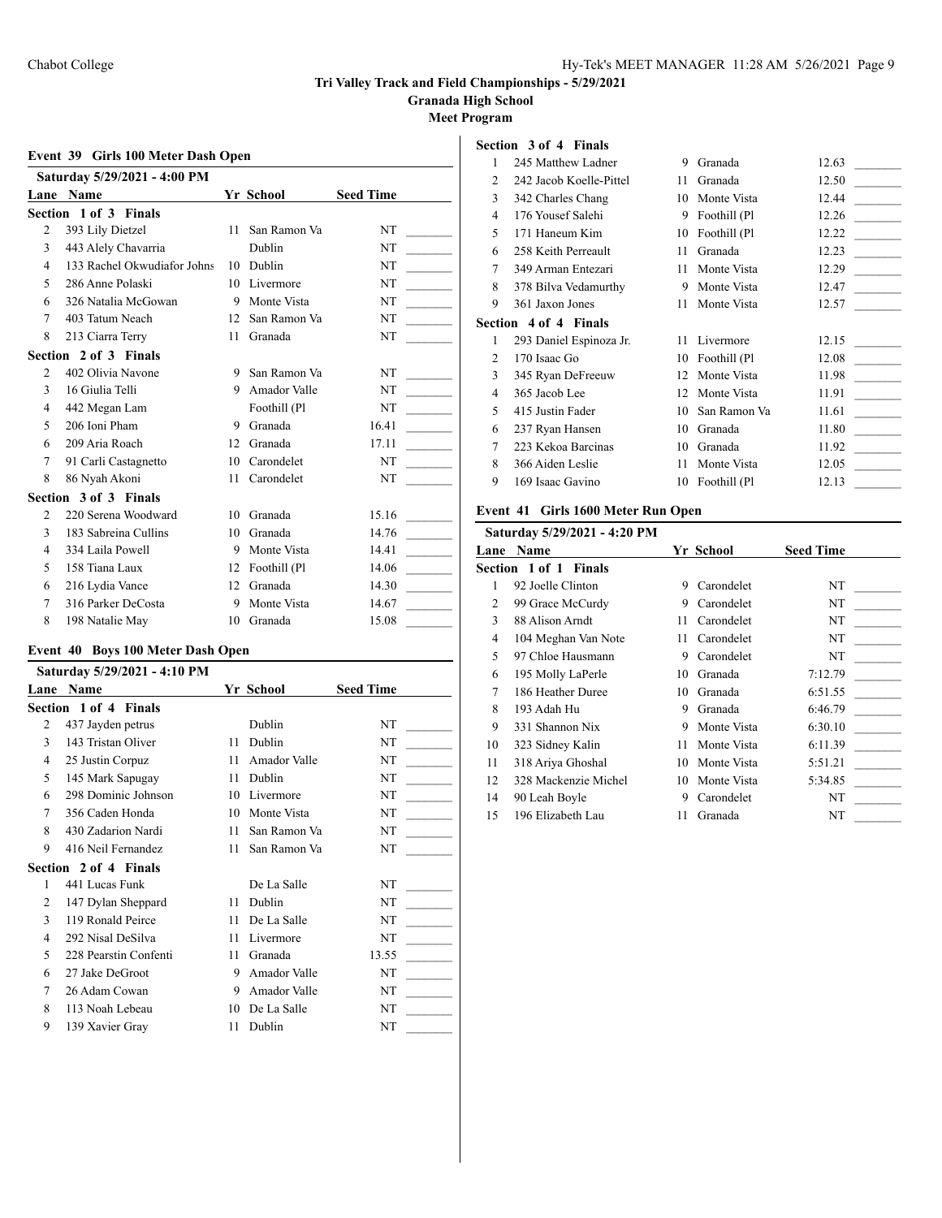# Tri Valley Track and Field Championships - 5/29/2021

**Granada High School**

**Meet Program**

## Event 39 Girls 100 Meter Dash Open

**Saturday 5/29/2021 - 4:00 PM**

| Lane | Name | Yr | School | Seed Time | |
|---|---|---|---|---|---|
| **Section 1 of 3 Finals** | | | | | |
| 2 | 393 Lily Dietzel | 11 | San Ramon Va | NT | _______ |
| 3 | 443 Alely Chavarria | | Dublin | NT | _______ |
| 4 | 133 Rachel Okwudiafor Johns | 10 | Dublin | NT | _______ |
| 5 | 286 Anne Polaski | 10 | Livermore | NT | _______ |
| 6 | 326 Natalia McGowan | 9 | Monte Vista | NT | _______ |
| 7 | 403 Tatum Neach | 12 | San Ramon Va | NT | _______ |
| 8 | 213 Ciarra Terry | 11 | Granada | NT | _______ |
| **Section 2 of 3 Finals** | | | | | |
| 2 | 402 Olivia Navone | 9 | San Ramon Va | NT | _______ |
| 3 | 16 Giulia Telli | 9 | Amador Valle | NT | _______ |
| 4 | 442 Megan Lam | | Foothill (Pl | NT | _______ |
| 5 | 206 Ioni Pham | 9 | Granada | 16.41 | _______ |
| 6 | 209 Aria Roach | 12 | Granada | 17.11 | _______ |
| 7 | 91 Carli Castagnetto | 10 | Carondelet | NT | _______ |
| 8 | 86 Nyah Akoni | 11 | Carondelet | NT | _______ |
| **Section 3 of 3 Finals** | | | | | |
| 2 | 220 Serena Woodward | 10 | Granada | 15.16 | _______ |
| 3 | 183 Sabreina Cullins | 10 | Granada | 14.76 | _______ |
| 4 | 334 Laila Powell | 9 | Monte Vista | 14.41 | _______ |
| 5 | 158 Tiana Laux | 12 | Foothill (Pl | 14.06 | _______ |
| 6 | 216 Lydia Vance | 12 | Granada | 14.30 | _______ |
| 7 | 316 Parker DeCosta | 9 | Monte Vista | 14.67 | _______ |
| 8 | 198 Natalie May | 10 | Granada | 15.08 | _______ |

## Event 40 Boys 100 Meter Dash Open

**Saturday 5/29/2021 - 4:10 PM**

| Lane | Name | Yr | School | Seed Time | |
|---|---|---|---|---|---|
| **Section 1 of 4 Finals** | | | | | |
| 2 | 437 Jayden petrus | | Dublin | NT | _______ |
| 3 | 143 Tristan Oliver | 11 | Dublin | NT | _______ |
| 4 | 25 Justin Corpuz | 11 | Amador Valle | NT | _______ |
| 5 | 145 Mark Sapugay | 11 | Dublin | NT | _______ |
| 6 | 298 Dominic Johnson | 10 | Livermore | NT | _______ |
| 7 | 356 Caden Honda | 10 | Monte Vista | NT | _______ |
| 8 | 430 Zadarion Nardi | 11 | San Ramon Va | NT | _______ |
| 9 | 416 Neil Fernandez | 11 | San Ramon Va | NT | _______ |
| **Section 2 of 4 Finals** | | | | | |
| 1 | 441 Lucas Funk | | De La Salle | NT | _______ |
| 2 | 147 Dylan Sheppard | 11 | Dublin | NT | _______ |
| 3 | 119 Ronald Peirce | 11 | De La Salle | NT | _______ |
| 4 | 292 Nisal DeSilva | 11 | Livermore | NT | _______ |
| 5 | 228 Pearstin Confenti | 11 | Granada | 13.55 | _______ |
| 6 | 27 Jake DeGroot | 9 | Amador Valle | NT | _______ |
| 7 | 26 Adam Cowan | 9 | Amador Valle | NT | _______ |
| 8 | 113 Noah Lebeau | 10 | De La Salle | NT | _______ |
| 9 | 139 Xavier Gray | 11 | Dublin | NT | _______ |
| **Section 3 of 4 Finals** | | | | | |
| 1 | 245 Matthew Ladner | 9 | Granada | 12.63 | _______ |
| 2 | 242 Jacob Koelle-Pittel | 11 | Granada | 12.50 | _______ |
| 3 | 342 Charles Chang | 10 | Monte Vista | 12.44 | _______ |
| 4 | 176 Yousef Salehi | 9 | Foothill (Pl | 12.26 | _______ |
| 5 | 171 Haneum Kim | 10 | Foothill (Pl | 12.22 | _______ |
| 6 | 258 Keith Perreault | 11 | Granada | 12.23 | _______ |
| 7 | 349 Arman Entezari | 11 | Monte Vista | 12.29 | _______ |
| 8 | 378 Bilva Vedamurthy | 9 | Monte Vista | 12.47 | _______ |
| 9 | 361 Jaxon Jones | 11 | Monte Vista | 12.57 | _______ |
| **Section 4 of 4 Finals** | | | | | |
| 1 | 293 Daniel Espinoza Jr. | 11 | Livermore | 12.15 | _______ |
| 2 | 170 Isaac Go | 10 | Foothill (Pl | 12.08 | _______ |
| 3 | 345 Ryan DeFreeuw | 12 | Monte Vista | 11.98 | _______ |
| 4 | 365 Jacob Lee | 12 | Monte Vista | 11.91 | _______ |
| 5 | 415 Justin Fader | 10 | San Ramon Va | 11.61 | _______ |
| 6 | 237 Ryan Hansen | 10 | Granada | 11.80 | _______ |
| 7 | 223 Kekoa Barcinas | 10 | Granada | 11.92 | _______ |
| 8 | 366 Aiden Leslie | 11 | Monte Vista | 12.05 | _______ |
| 9 | 169 Isaac Gavino | 10 | Foothill (Pl | 12.13 | _______ |

## Event 41 Girls 1600 Meter Run Open

**Saturday 5/29/2021 - 4:20 PM**

| Lane | Name | Yr | School | Seed Time | |
|---|---|---|---|---|---|
| **Section 1 of 1 Finals** | | | | | |
| 1 | 92 Joelle Clinton | 9 | Carondelet | NT | _______ |
| 2 | 99 Grace McCurdy | 9 | Carondelet | NT | _______ |
| 3 | 88 Alison Arndt | 11 | Carondelet | NT | _______ |
| 4 | 104 Meghan Van Note | 11 | Carondelet | NT | _______ |
| 5 | 97 Chloe Hausmann | 9 | Carondelet | NT | _______ |
| 6 | 195 Molly LaPerle | 10 | Granada | 7:12.79 | _______ |
| 7 | 186 Heather Duree | 10 | Granada | 6:51.55 | _______ |
| 8 | 193 Adah Hu | 9 | Granada | 6:46.79 | _______ |
| 9 | 331 Shannon Nix | 9 | Monte Vista | 6:30.10 | _______ |
| 10 | 323 Sidney Kalin | 11 | Monte Vista | 6:11.39 | _______ |
| 11 | 318 Ariya Ghoshal | 10 | Monte Vista | 5:51.21 | _______ |
| 12 | 328 Mackenzie Michel | 10 | Monte Vista | 5:34.85 | _______ |
| 14 | 90 Leah Boyle | 9 | Carondelet | NT | _______ |
| 15 | 196 Elizabeth Lau | 11 | Granada | NT | _______ |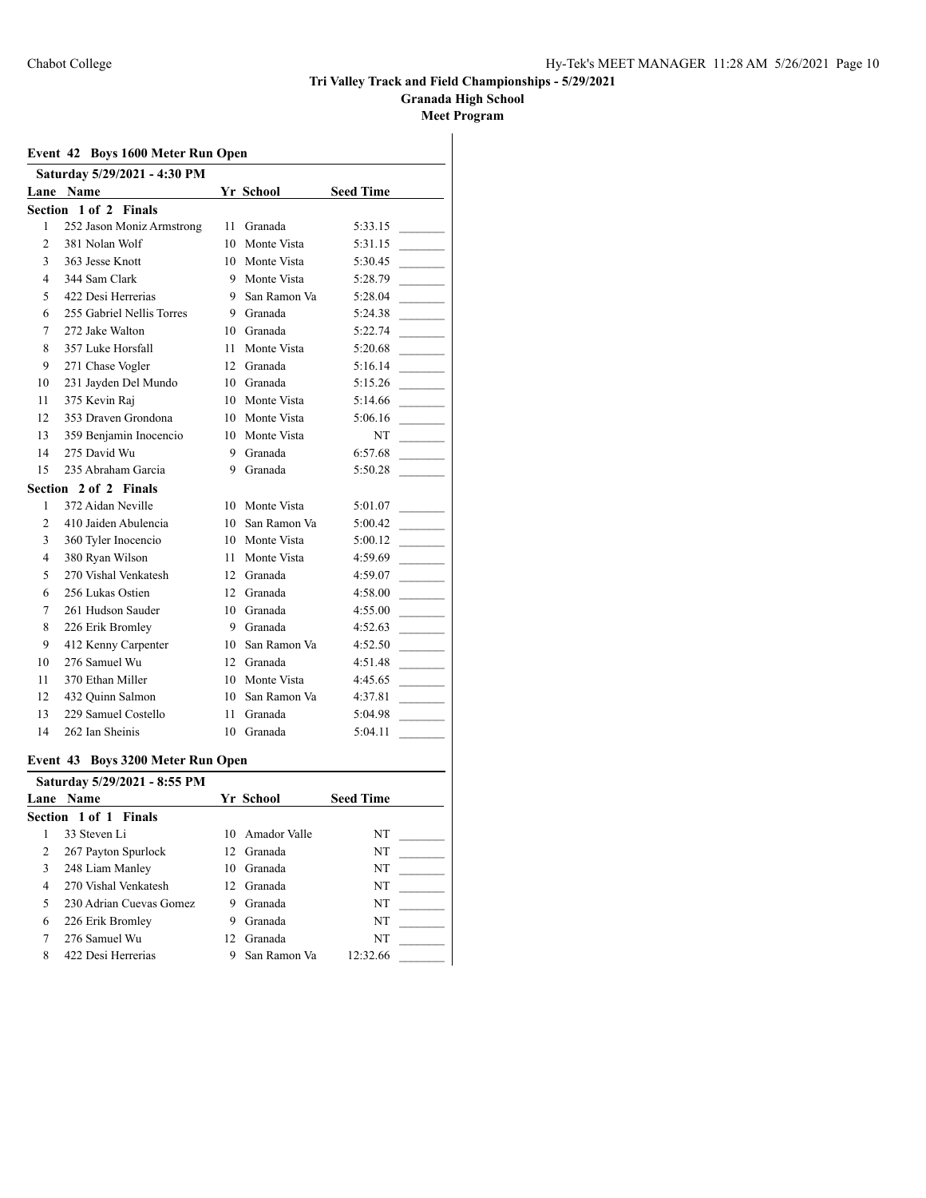# Tri Valley Track and Field Championships - 5/29/2021

**Granada High School**

**Meet Program**

## Event 42 Boys 1600 Meter Run Open

**Saturday 5/29/2021 - 4:30 PM**

| Lane | Name | Yr | School | Seed Time | |
|---|---|---|---|---|---|
| **Section 1 of 2 Finals** | | | | | |
| 1 | 252 Jason Moniz Armstrong | 11 | Granada | 5:33.15 | ________ |
| 2 | 381 Nolan Wolf | 10 | Monte Vista | 5:31.15 | ________ |
| 3 | 363 Jesse Knott | 10 | Monte Vista | 5:30.45 | ________ |
| 4 | 344 Sam Clark | 9 | Monte Vista | 5:28.79 | ________ |
| 5 | 422 Desi Herrerias | 9 | San Ramon Va | 5:28.04 | ________ |
| 6 | 255 Gabriel Nellis Torres | 9 | Granada | 5:24.38 | ________ |
| 7 | 272 Jake Walton | 10 | Granada | 5:22.74 | ________ |
| 8 | 357 Luke Horsfall | 11 | Monte Vista | 5:20.68 | ________ |
| 9 | 271 Chase Vogler | 12 | Granada | 5:16.14 | ________ |
| 10 | 231 Jayden Del Mundo | 10 | Granada | 5:15.26 | ________ |
| 11 | 375 Kevin Raj | 10 | Monte Vista | 5:14.66 | ________ |
| 12 | 353 Draven Grondona | 10 | Monte Vista | 5:06.16 | ________ |
| 13 | 359 Benjamin Inocencio | 10 | Monte Vista | NT | ________ |
| 14 | 275 David Wu | 9 | Granada | 6:57.68 | ________ |
| 15 | 235 Abraham Garcia | 9 | Granada | 5:50.28 | ________ |
| **Section 2 of 2 Finals** | | | | | |
| 1 | 372 Aidan Neville | 10 | Monte Vista | 5:01.07 | ________ |
| 2 | 410 Jaiden Abulencia | 10 | San Ramon Va | 5:00.42 | ________ |
| 3 | 360 Tyler Inocencio | 10 | Monte Vista | 5:00.12 | ________ |
| 4 | 380 Ryan Wilson | 11 | Monte Vista | 4:59.69 | ________ |
| 5 | 270 Vishal Venkatesh | 12 | Granada | 4:59.07 | ________ |
| 6 | 256 Lukas Ostien | 12 | Granada | 4:58.00 | ________ |
| 7 | 261 Hudson Sauder | 10 | Granada | 4:55.00 | ________ |
| 8 | 226 Erik Bromley | 9 | Granada | 4:52.63 | ________ |
| 9 | 412 Kenny Carpenter | 10 | San Ramon Va | 4:52.50 | ________ |
| 10 | 276 Samuel Wu | 12 | Granada | 4:51.48 | ________ |
| 11 | 370 Ethan Miller | 10 | Monte Vista | 4:45.65 | ________ |
| 12 | 432 Quinn Salmon | 10 | San Ramon Va | 4:37.81 | ________ |
| 13 | 229 Samuel Costello | 11 | Granada | 5:04.98 | ________ |
| 14 | 262 Ian Sheinis | 10 | Granada | 5:04.11 | ________ |

## Event 43 Boys 3200 Meter Run Open

**Saturday 5/29/2021 - 8:55 PM**

| Lane | Name | Yr | School | Seed Time | |
|---|---|---|---|---|---|
| **Section 1 of 1 Finals** | | | | | |
| 1 | 33 Steven Li | 10 | Amador Valle | NT | ________ |
| 2 | 267 Payton Spurlock | 12 | Granada | NT | ________ |
| 3 | 248 Liam Manley | 10 | Granada | NT | ________ |
| 4 | 270 Vishal Venkatesh | 12 | Granada | NT | ________ |
| 5 | 230 Adrian Cuevas Gomez | 9 | Granada | NT | ________ |
| 6 | 226 Erik Bromley | 9 | Granada | NT | ________ |
| 7 | 276 Samuel Wu | 12 | Granada | NT | ________ |
| 8 | 422 Desi Herrerias | 9 | San Ramon Va | 12:32.66 | ________ |